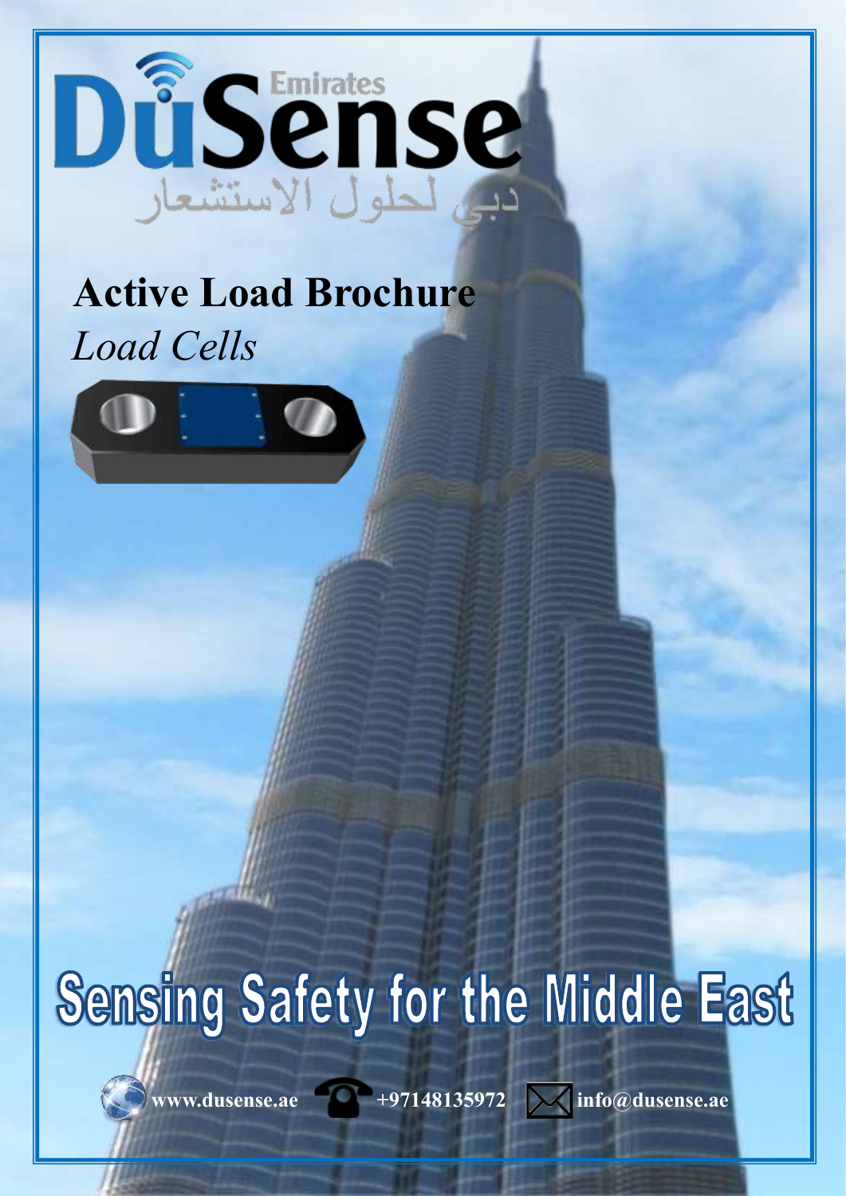# DuSense Emirates

دبي لحلول الاستشعار

## Active Load Brochure

*Load Cells*

# Sensing Safety for the Middle East

www.dusense.ae +97148135972 info@dusense.ae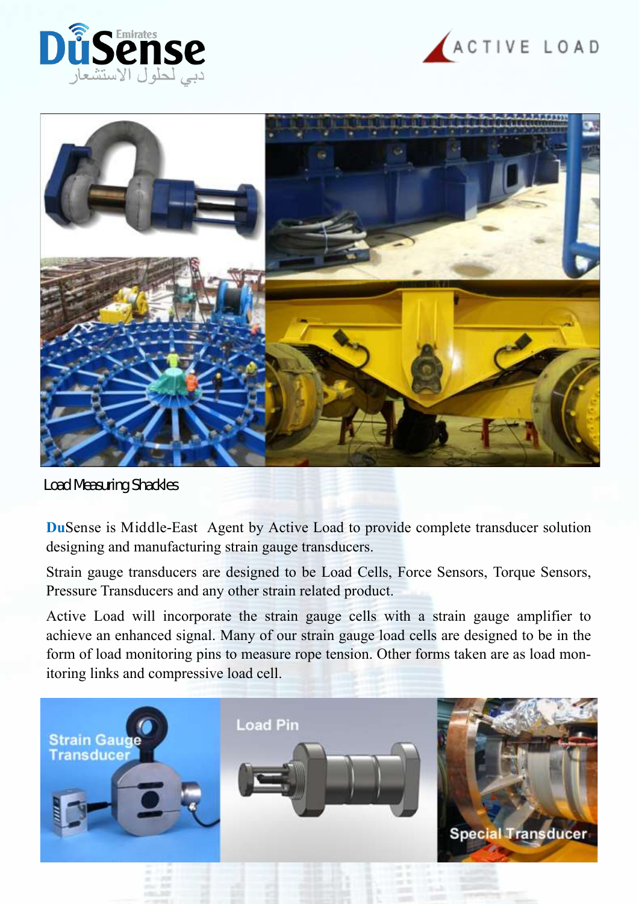Load Measuring Shackles

**Du**Sense is Middle-East Agent by Active Load to provide complete transducer solution designing and manufacturing strain gauge transducers.

Strain gauge transducers are designed to be Load Cells, Force Sensors, Torque Sensors, Pressure Transducers and any other strain related product.

Active Load will incorporate the strain gauge cells with a strain gauge amplifier to achieve an enhanced signal. Many of our strain gauge load cells are designed to be in the form of load monitoring pins to measure rope tension. Other forms taken are as load monitoring links and compressive load cell.

Strain Gauge Transducer

Load Pin

Special Transducer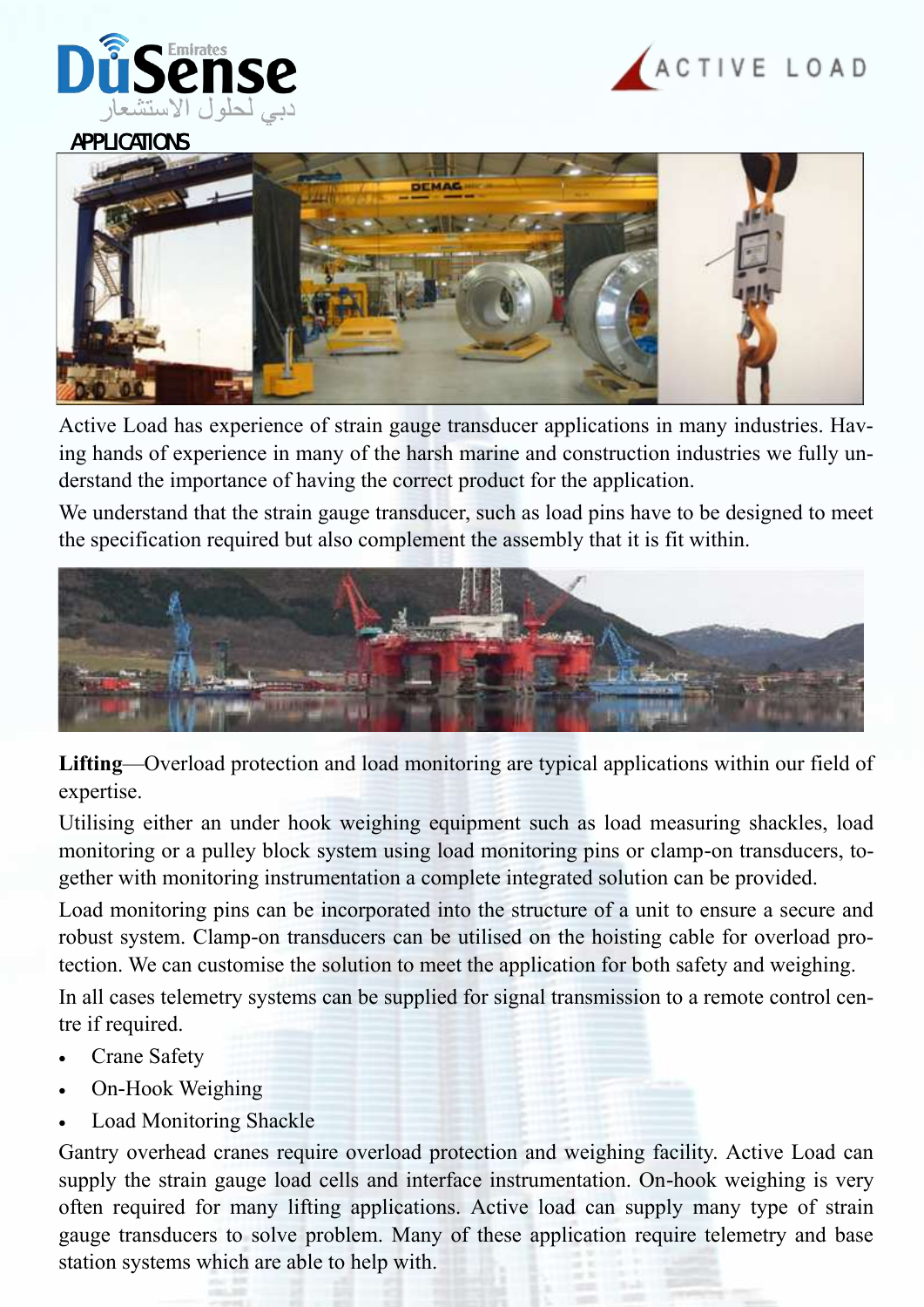## APPLICATIONS

Active Load has experience of strain gauge transducer applications in many industries. Having hands of experience in many of the harsh marine and construction industries we fully understand the importance of having the correct product for the application.

We understand that the strain gauge transducer, such as load pins have to be designed to meet the specification required but also complement the assembly that it is fit within.

**Lifting**—Overload protection and load monitoring are typical applications within our field of expertise.

Utilising either an under hook weighing equipment such as load measuring shackles, load monitoring or a pulley block system using load monitoring pins or clamp-on transducers, together with monitoring instrumentation a complete integrated solution can be provided.

Load monitoring pins can be incorporated into the structure of a unit to ensure a secure and robust system. Clamp-on transducers can be utilised on the hoisting cable for overload protection. We can customise the solution to meet the application for both safety and weighing.

In all cases telemetry systems can be supplied for signal transmission to a remote control centre if required.

- Crane Safety
- On-Hook Weighing
- Load Monitoring Shackle

Gantry overhead cranes require overload protection and weighing facility. Active Load can supply the strain gauge load cells and interface instrumentation. On-hook weighing is very often required for many lifting applications. Active load can supply many type of strain gauge transducers to solve problem. Many of these application require telemetry and base station systems which are able to help with.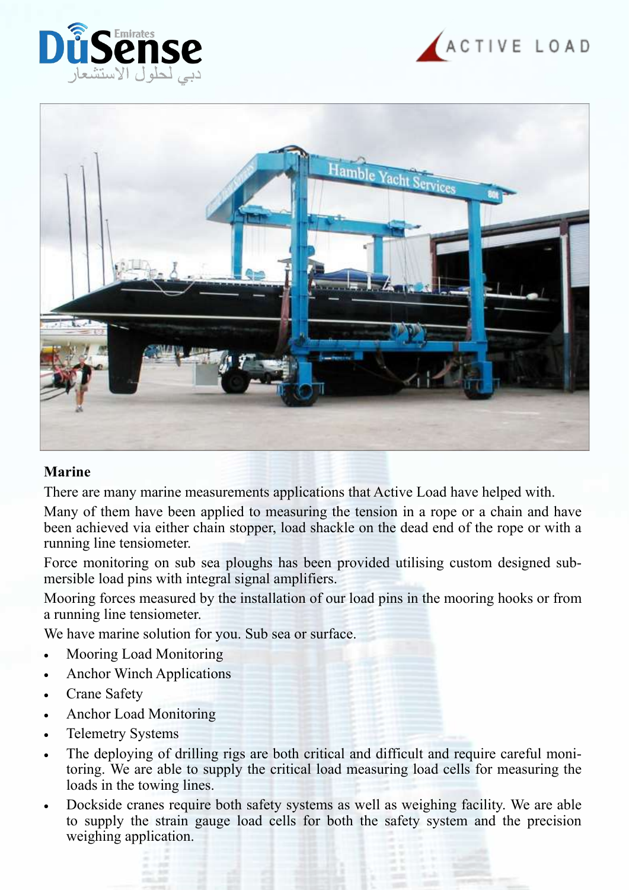## Marine

There are many marine measurements applications that Active Load have helped with.

Many of them have been applied to measuring the tension in a rope or a chain and have been achieved via either chain stopper, load shackle on the dead end of the rope or with a running line tensiometer.

Force monitoring on sub sea ploughs has been provided utilising custom designed submersible load pins with integral signal amplifiers.

Mooring forces measured by the installation of our load pins in the mooring hooks or from a running line tensiometer.

We have marine solution for you. Sub sea or surface.

- Mooring Load Monitoring
- Anchor Winch Applications
- Crane Safety
- Anchor Load Monitoring
- Telemetry Systems
- The deploying of drilling rigs are both critical and difficult and require careful monitoring. We are able to supply the critical load measuring load cells for measuring the loads in the towing lines.
- Dockside cranes require both safety systems as well as weighing facility. We are able to supply the strain gauge load cells for both the safety system and the precision weighing application.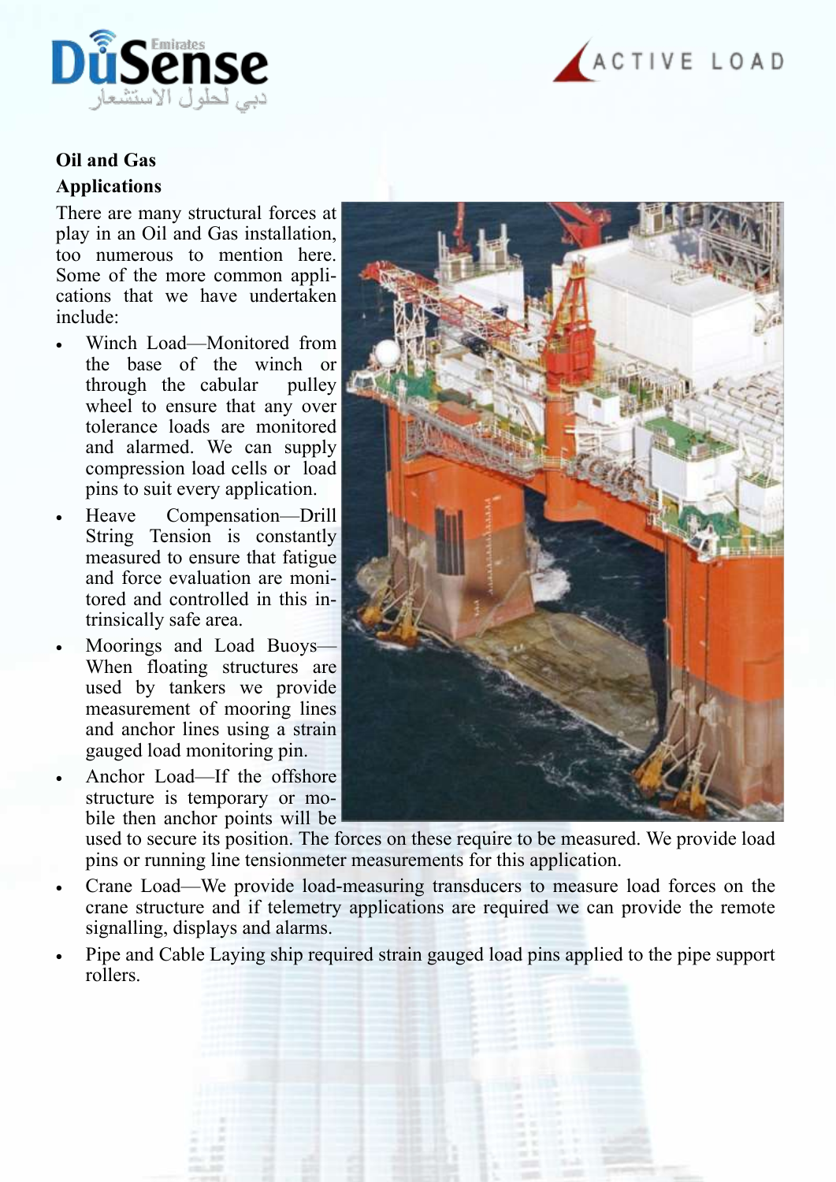## Oil and Gas Applications

There are many structural forces at play in an Oil and Gas installation, too numerous to mention here. Some of the more common applications that we have undertaken include:

- Winch Load—Monitored from the base of the winch or through the cabular pulley wheel to ensure that any over tolerance loads are monitored and alarmed. We can supply compression load cells or load pins to suit every application.
- Heave Compensation—Drill String Tension is constantly measured to ensure that fatigue and force evaluation are monitored and controlled in this intrinsically safe area.
- Moorings and Load Buoys—When floating structures are used by tankers we provide measurement of mooring lines and anchor lines using a strain gauged load monitoring pin.
- Anchor Load—If the offshore structure is temporary or mobile then anchor points will be used to secure its position. The forces on these require to be measured. We provide load pins or running line tensionmeter measurements for this application.
- Crane Load—We provide load-measuring transducers to measure load forces on the crane structure and if telemetry applications are required we can provide the remote signalling, displays and alarms.
- Pipe and Cable Laying ship required strain gauged load pins applied to the pipe support rollers.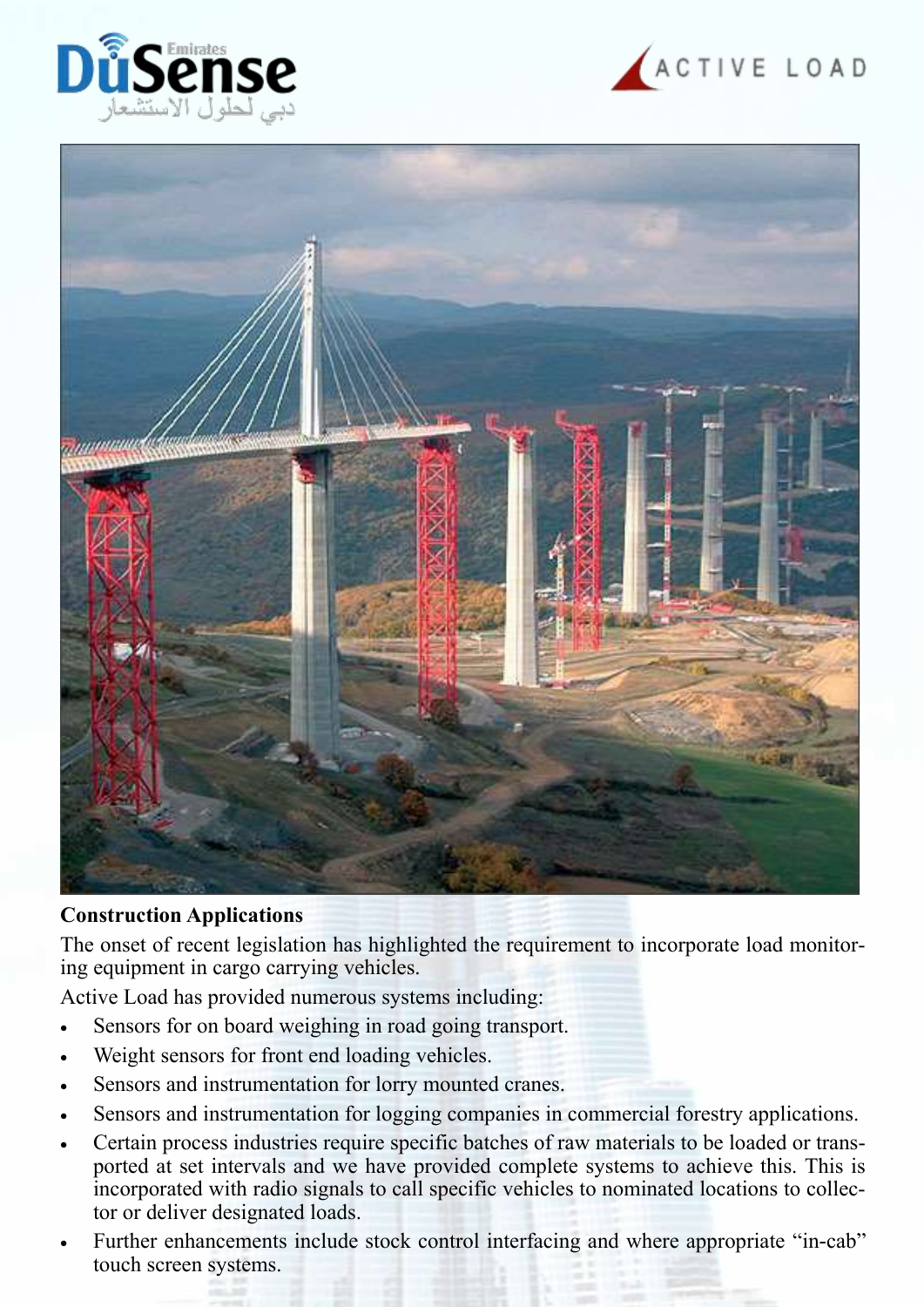## Construction Applications

The onset of recent legislation has highlighted the requirement to incorporate load monitoring equipment in cargo carrying vehicles.

Active Load has provided numerous systems including:

- Sensors for on board weighing in road going transport.
- Weight sensors for front end loading vehicles.
- Sensors and instrumentation for lorry mounted cranes.
- Sensors and instrumentation for logging companies in commercial forestry applications.
- Certain process industries require specific batches of raw materials to be loaded or transported at set intervals and we have provided complete systems to achieve this. This is incorporated with radio signals to call specific vehicles to nominated locations to collector or deliver designated loads.
- Further enhancements include stock control interfacing and where appropriate "in-cab" touch screen systems.